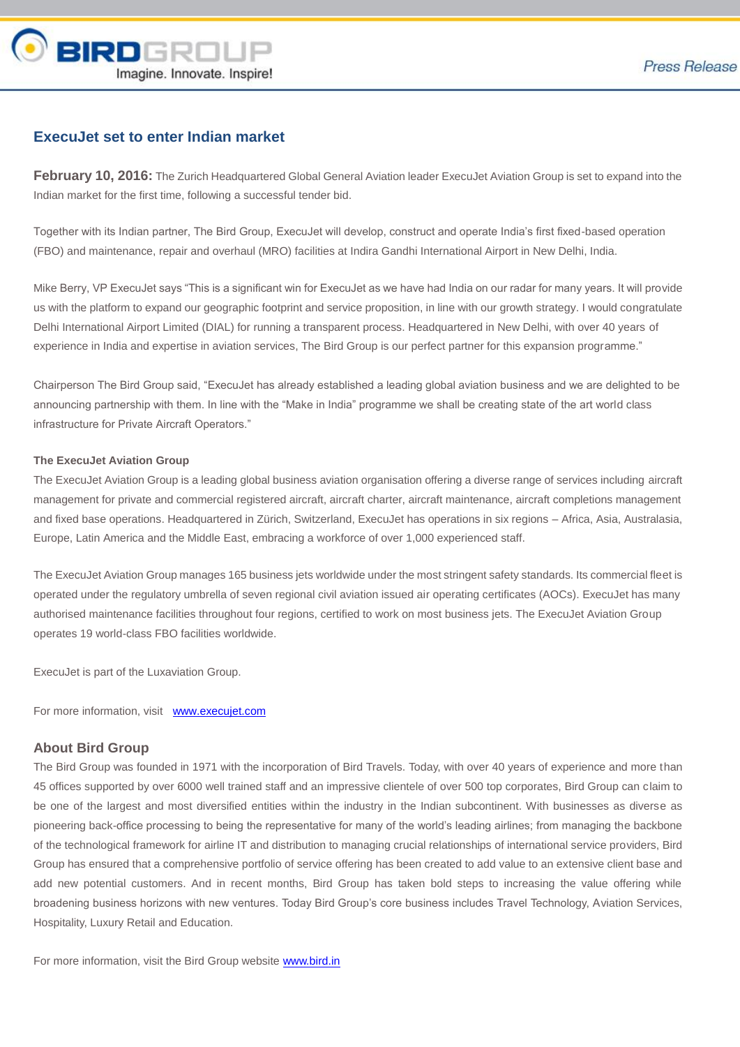# ExecuJet set to enter Indian market

**February 10, 2016:** The Zurich Headquartered Global General Aviation leader ExecuJet Aviation Group is set to expand into the Indian market for the first time, following a successful tender bid.

Together with its Indian partner, The Bird Group, ExecuJet will develop, construct and operate India's first fixed-based operation (FBO) and maintenance, repair and overhaul (MRO) facilities at Indira Gandhi International Airport in New Delhi, India.

Mike Berry, VP ExecuJet says "This is a significant win for ExecuJet as we have had India on our radar for many years. It will provide us with the platform to expand our geographic footprint and service proposition, in line with our growth strategy. I would congratulate Delhi International Airport Limited (DIAL) for running a transparent process. Headquartered in New Delhi, with over 40 years of experience in India and expertise in aviation services, The Bird Group is our perfect partner for this expansion programme."

Chairperson The Bird Group said, "ExecuJet has already established a leading global aviation business and we are delighted to be announcing partnership with them. In line with the "Make in India" programme we shall be creating state of the art world class infrastructure for Private Aircraft Operators."

**The ExecuJet Aviation Group**

The ExecuJet Aviation Group is a leading global business aviation organisation offering a diverse range of services including aircraft management for private and commercial registered aircraft, aircraft charter, aircraft maintenance, aircraft completions management and fixed base operations. Headquartered in Zürich, Switzerland, ExecuJet has operations in six regions – Africa, Asia, Australasia, Europe, Latin America and the Middle East, embracing a workforce of over 1,000 experienced staff.

The ExecuJet Aviation Group manages 165 business jets worldwide under the most stringent safety standards. Its commercial fleet is operated under the regulatory umbrella of seven regional civil aviation issued air operating certificates (AOCs). ExecuJet has many authorised maintenance facilities throughout four regions, certified to work on most business jets. The ExecuJet Aviation Group operates 19 world-class FBO facilities worldwide.

ExecuJet is part of the Luxaviation Group.

For more information, visit [www.execujet.com](http://www.execujet.com)

## About Bird Group

The Bird Group was founded in 1971 with the incorporation of Bird Travels. Today, with over 40 years of experience and more than 45 offices supported by over 6000 well trained staff and an impressive clientele of over 500 top corporates, Bird Group can claim to be one of the largest and most diversified entities within the industry in the Indian subcontinent. With businesses as diverse as pioneering back-office processing to being the representative for many of the world's leading airlines; from managing the backbone of the technological framework for airline IT and distribution to managing crucial relationships of international service providers, Bird Group has ensured that a comprehensive portfolio of service offering has been created to add value to an extensive client base and add new potential customers. And in recent months, Bird Group has taken bold steps to increasing the value offering while broadening business horizons with new ventures. Today Bird Group's core business includes Travel Technology, Aviation Services, Hospitality, Luxury Retail and Education.

For more information, visit the Bird Group website [www.bird.in](http://www.bird.in)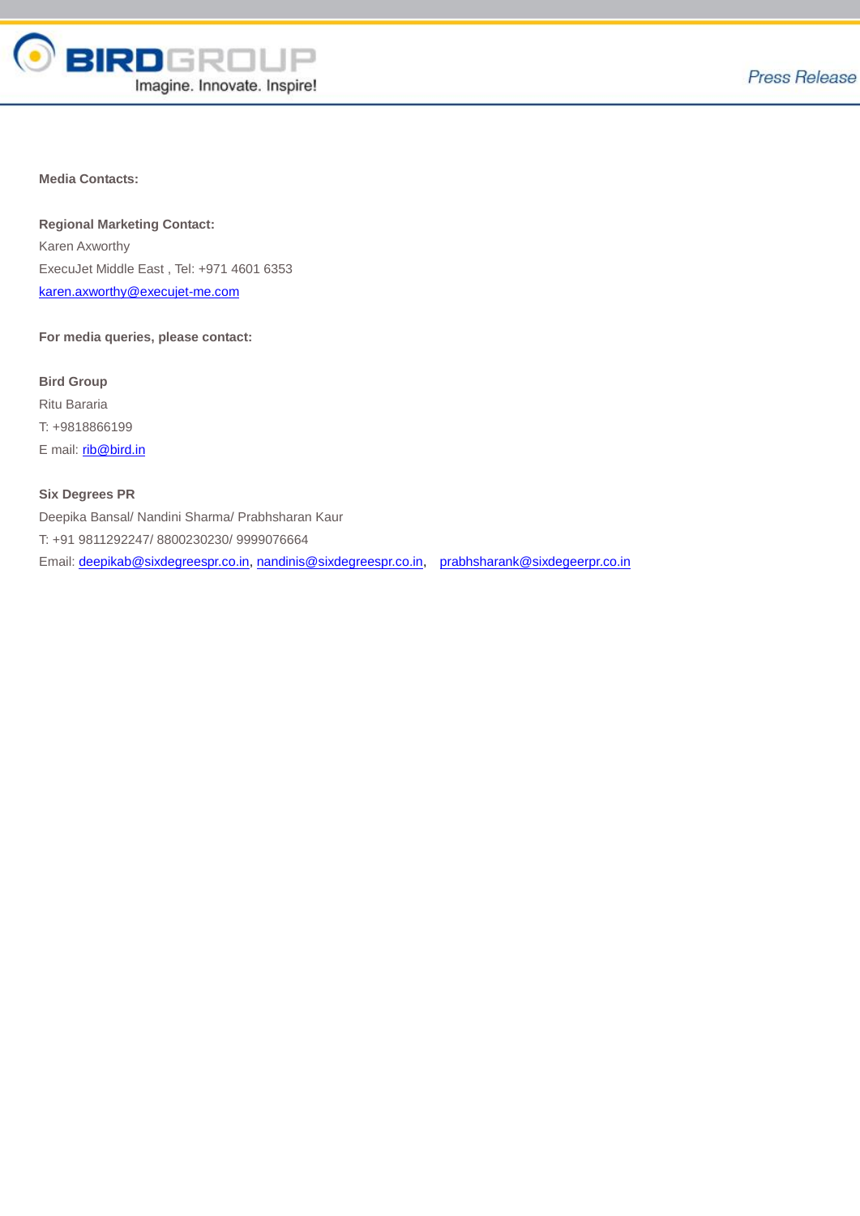**Media Contacts:**

**Regional Marketing Contact:**
Karen Axworthy
ExecuJet Middle East , Tel: +971 4601 6353
karen.axworthy@execujet-me.com

**For media queries, please contact:**

**Bird Group**
Ritu Bararia
T: +9818866199
E mail: rib@bird.in

**Six Degrees PR**
Deepika Bansal/ Nandini Sharma/ Prabhsharan Kaur
T: +91 9811292247/ 8800230230/ 9999076664
Email: deepikab@sixdegreespr.co.in, nandinis@sixdegreespr.co.in, prabhsharank@sixdegeerpr.co.in